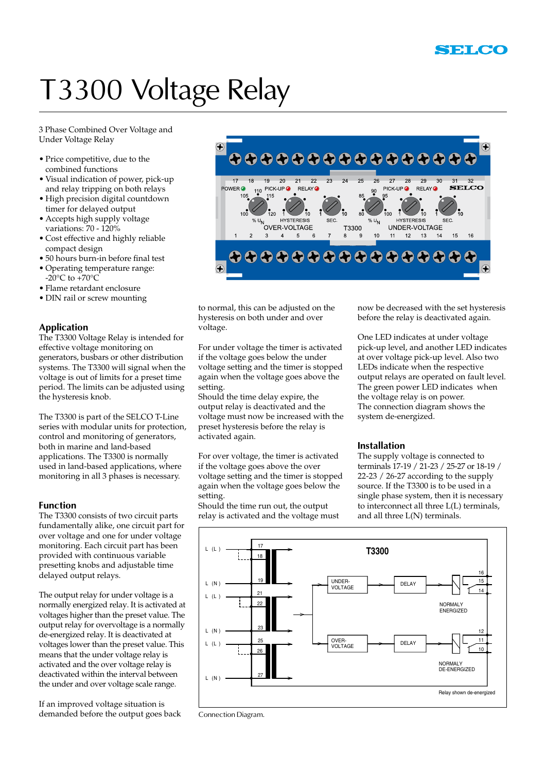# T3300 Voltage Relay

3 Phase Combined Over Voltage and Under Voltage Relay

- Price competitive, due to the combined functions
- Visual indication of power, pick-up and relay tripping on both relays
- High precision digital countdown timer for delayed output
- Accepts high supply voltage variations: 70 - 120%
- Cost effective and highly reliable compact design
- 50 hours burn-in before final test
- Operating temperature range: -20°C to +70°C
- Flame retardant enclosure
- DIN rail or screw mounting

## Application

The T3300 Voltage Relay is intended for effective voltage monitoring on generators, busbars or other distribution systems. The T3300 will signal when the voltage is out of limits for a preset time period. The limits can be adjusted using the hysteresis knob.

The T3300 is part of the SELCO T-Line series with modular units for protection, control and monitoring of generators, both in marine and land-based applications. The T3300 is normally used in land-based applications, where monitoring in all 3 phases is necessary.

## Function

The T3300 consists of two circuit parts fundamentally alike, one circuit part for over voltage and one for under voltage monitoring. Each circuit part has been provided with continuous variable presetting knobs and adjustable time delayed output relays.

The output relay for under voltage is a normally energized relay. It is activated at voltages higher than the preset value. The output relay for overvoltage is a normally de-energized relay. It is deactivated at voltages lower than the preset value. This means that the under voltage relay is activated and the over voltage relay is deactivated within the interval between the under and over voltage scale range.

If an improved voltage situation is demanded before the output goes back to normal, this can be adjusted on the hysteresis on both under and over voltage.

For under voltage the timer is activated if the voltage goes below the under voltage setting and the timer is stopped again when the voltage goes above the setting.

Should the time delay expire, the output relay is deactivated and the voltage must now be increased with the preset hysteresis before the relay is activated again.

For over voltage, the timer is activated if the voltage goes above the over voltage setting and the timer is stopped again when the voltage goes below the setting.

Should the time run out, the output relay is activated and the voltage must now be decreased with the set hysteresis before the relay is deactivated again.

One LED indicates at under voltage pick-up level, and another LED indicates at over voltage pick-up level. Also two LEDs indicate when the respective output relays are operated on fault level.

The green power LED indicates when the voltage relay is on power.

The connection diagram shows the system de-energized.

## Installation

The supply voltage is connected to terminals 17-19 / 21-23 / 25-27 or 18-19 / 22-23 / 26-27 according to the supply source. If the T3300 is to be used in a single phase system, then it is necessary to interconnect all three L(L) terminals, and all three L(N) terminals.

Connection Diagram.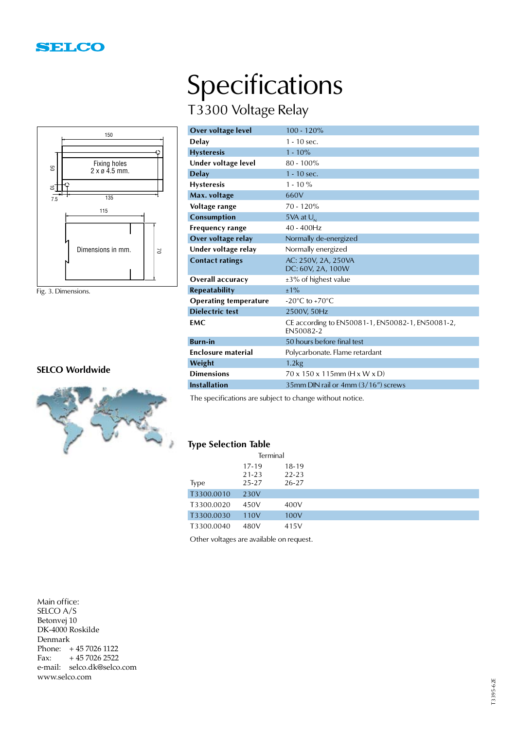SELCO

# Specifications

## T3300 Voltage Relay

| | |
|---|---|
| **Over voltage level** | 100 - 120% |
| **Delay** | 1 - 10 sec. |
| **Hysteresis** | 1 - 10% |
| **Under voltage level** | 80 - 100% |
| **Delay** | 1 - 10 sec. |
| **Hysteresis** | 1 - 10 % |
| **Max. voltage** | 660V |
| **Voltage range** | 70 - 120% |
| **Consumption** | 5VA at $U_N$ |
| **Frequency range** | 40 - 400Hz |
| **Over voltage relay** | Normally de-energized |
| **Under voltage relay** | Normally energized |
| **Contact ratings** | AC: 250V, 2A, 250VA<br>DC: 60V, 2A, 100W |
| **Overall accuracy** | ±3% of highest value |
| **Repeatability** | ±1% |
| **Operating temperature** | -20°C to +70°C |
| **Dielectric test** | 2500V, 50Hz |
| **EMC** | CE according to EN50081-1, EN50082-1, EN50081-2, EN50082-2 |
| **Burn-in** | 50 hours before final test |
| **Enclosure material** | Polycarbonate. Flame retardant |
| **Weight** | 1.2kg |
| **Dimensions** | 70 x 150 x 115mm (H x W x D) |
| **Installation** | 35mm DIN rail or 4mm (3/16") screws |

The specifications are subject to change without notice.

150

Fixing holes
2 x ø 4.5 mm.

50

10

7.5

135

115

Dimensions in mm.

70

Fig. 3. Dimensions.

## Type Selection Table

| | Terminal | |
|---|---|---|
| Type | 17-19<br>21-23<br>25-27 | 18-19<br>22-23<br>26-27 |
| T3300.0010 | 230V | |
| T3300.0020 | 450V | 400V |
| T3300.0030 | 110V | 100V |
| T3300.0040 | 480V | 415V |

Other voltages are available on request.

### SELCO Worldwide

Main office:
SELCO A/S
Betonvej 10
DK-4000 Roskilde
Denmark
Phone: + 45 7026 1122
Fax: + 45 7026 2522
e-mail: selco.dk@selco.com
www.selco.com

T3395-62E